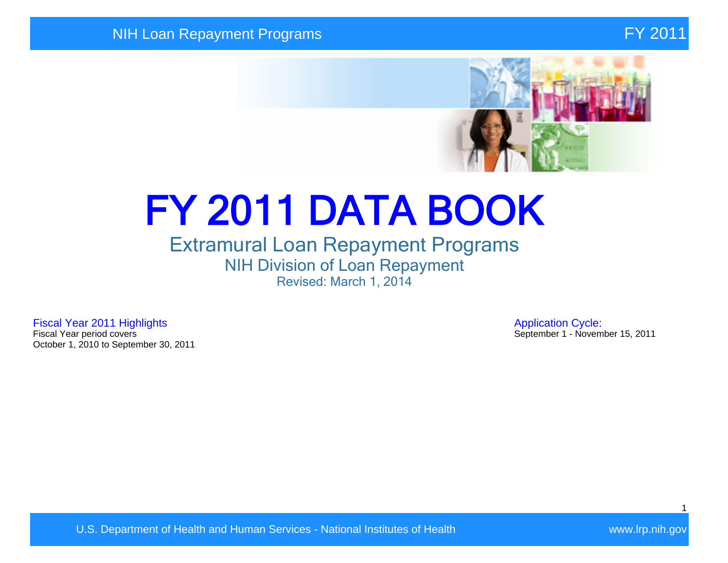# FY 2011 DATA BOOK

## Extramural Loan Repayment Programs

### NIH Division of Loan Repayment

Revised: March 1, 2014

**Fiscal Year 2011 Highlights**

Fiscal Year period covers
October 1, 2010 to September 30, 2011

**Application Cycle:**

September 1 - November 15, 2011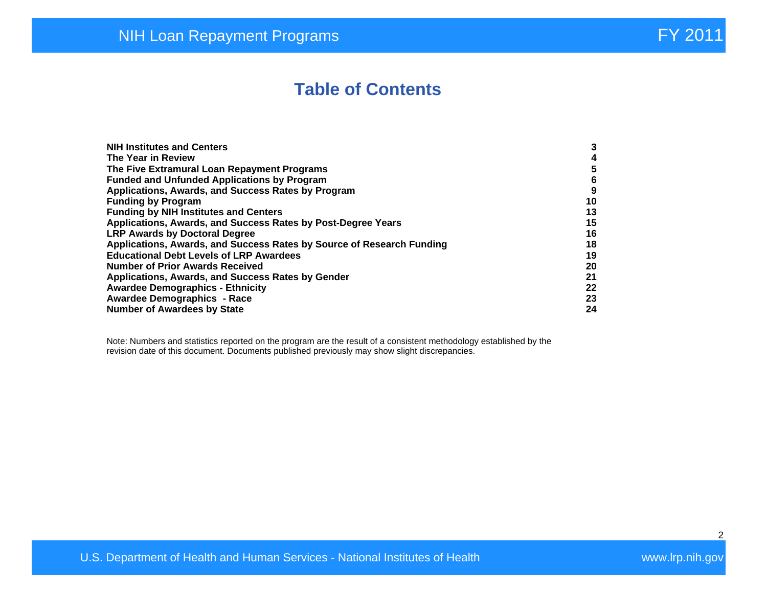# Table of Contents

| | |
|---|---|
| **NIH Institutes and Centers** | **3** |
| **The Year in Review** | **4** |
| **The Five Extramural Loan Repayment Programs** | **5** |
| **Funded and Unfunded Applications by Program** | **6** |
| **Applications, Awards, and Success Rates by Program** | **9** |
| **Funding by Program** | **10** |
| **Funding by NIH Institutes and Centers** | **13** |
| **Applications, Awards, and Success Rates by Post-Degree Years** | **15** |
| **LRP Awards by Doctoral Degree** | **16** |
| **Applications, Awards, and Success Rates by Source of Research Funding** | **18** |
| **Educational Debt Levels of LRP Awardees** | **19** |
| **Number of Prior Awards Received** | **20** |
| **Applications, Awards, and Success Rates by Gender** | **21** |
| **Awardee Demographics - Ethnicity** | **22** |
| **Awardee Demographics - Race** | **23** |
| **Number of Awardees by State** | **24** |

Note: Numbers and statistics reported on the program are the result of a consistent methodology established by the revision date of this document. Documents published previously may show slight discrepancies.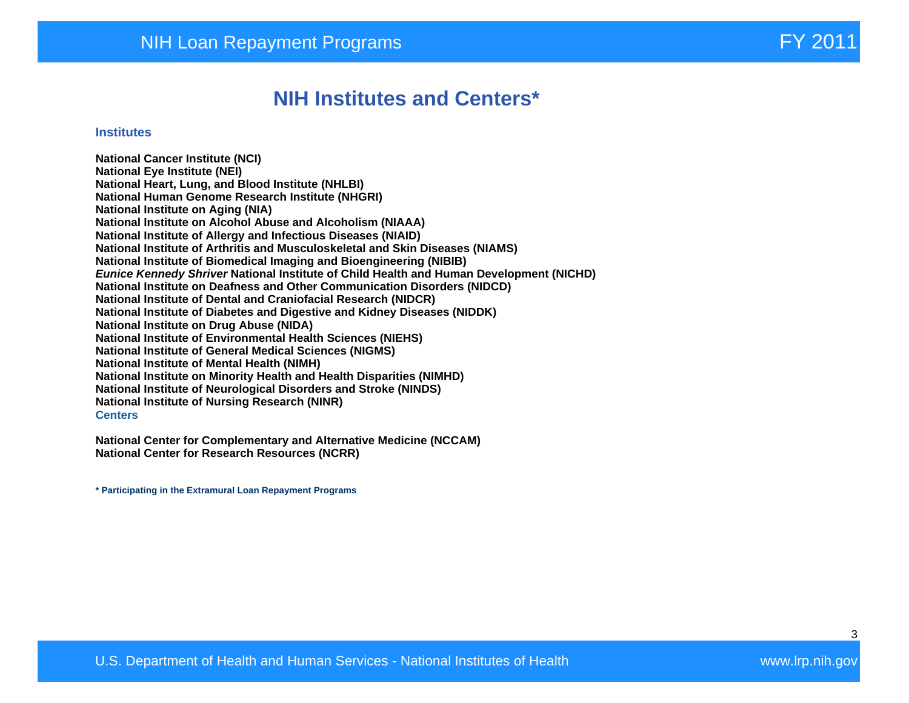# NIH Institutes and Centers*

## Institutes

**National Cancer Institute (NCI)**
**National Eye Institute (NEI)**
**National Heart, Lung, and Blood Institute (NHLBI)**
**National Human Genome Research Institute (NHGRI)**
**National Institute on Aging (NIA)**
**National Institute on Alcohol Abuse and Alcoholism (NIAAA)**
**National Institute of Allergy and Infectious Diseases (NIAID)**
**National Institute of Arthritis and Musculoskeletal and Skin Diseases (NIAMS)**
**National Institute of Biomedical Imaging and Bioengineering (NIBIB)**
***Eunice Kennedy Shriver* National Institute of Child Health and Human Development (NICHD)**
**National Institute on Deafness and Other Communication Disorders (NIDCD)**
**National Institute of Dental and Craniofacial Research (NIDCR)**
**National Institute of Diabetes and Digestive and Kidney Diseases (NIDDK)**
**National Institute on Drug Abuse (NIDA)**
**National Institute of Environmental Health Sciences (NIEHS)**
**National Institute of General Medical Sciences (NIGMS)**
**National Institute of Mental Health (NIMH)**
**National Institute on Minority Health and Health Disparities (NIMHD)**
**National Institute of Neurological Disorders and Stroke (NINDS)**
**National Institute of Nursing Research (NINR)**

## Centers

**National Center for Complementary and Alternative Medicine (NCCAM)**
**National Center for Research Resources (NCRR)**

**\* Participating in the Extramural Loan Repayment Programs**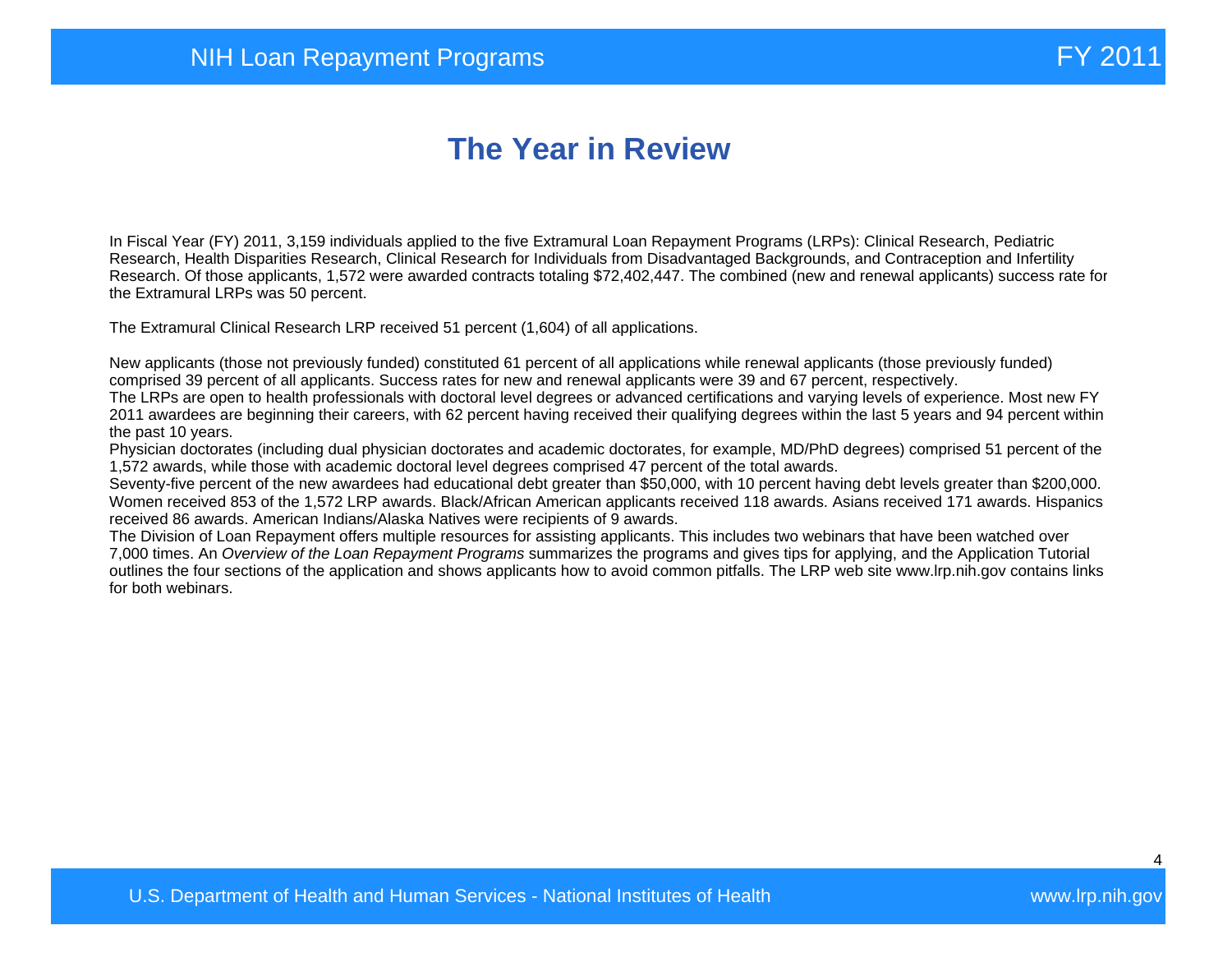# The Year in Review

In Fiscal Year (FY) 2011, 3,159 individuals applied to the five Extramural Loan Repayment Programs (LRPs): Clinical Research, Pediatric Research, Health Disparities Research, Clinical Research for Individuals from Disadvantaged Backgrounds, and Contraception and Infertility Research. Of those applicants, 1,572 were awarded contracts totaling $72,402,447. The combined (new and renewal applicants) success rate for the Extramural LRPs was 50 percent.

The Extramural Clinical Research LRP received 51 percent (1,604) of all applications.

New applicants (those not previously funded) constituted 61 percent of all applications while renewal applicants (those previously funded) comprised 39 percent of all applicants. Success rates for new and renewal applicants were 39 and 67 percent, respectively.
The LRPs are open to health professionals with doctoral level degrees or advanced certifications and varying levels of experience. Most new FY 2011 awardees are beginning their careers, with 62 percent having received their qualifying degrees within the last 5 years and 94 percent within the past 10 years.
Physician doctorates (including dual physician doctorates and academic doctorates, for example, MD/PhD degrees) comprised 51 percent of the 1,572 awards, while those with academic doctoral level degrees comprised 47 percent of the total awards.
Seventy-five percent of the new awardees had educational debt greater than $50,000, with 10 percent having debt levels greater than $200,000.
Women received 853 of the 1,572 LRP awards. Black/African American applicants received 118 awards. Asians received 171 awards. Hispanics received 86 awards. American Indians/Alaska Natives were recipients of 9 awards.
The Division of Loan Repayment offers multiple resources for assisting applicants. This includes two webinars that have been watched over 7,000 times. An *Overview of the Loan Repayment Programs* summarizes the programs and gives tips for applying, and the Application Tutorial outlines the four sections of the application and shows applicants how to avoid common pitfalls. The LRP web site www.lrp.nih.gov contains links for both webinars.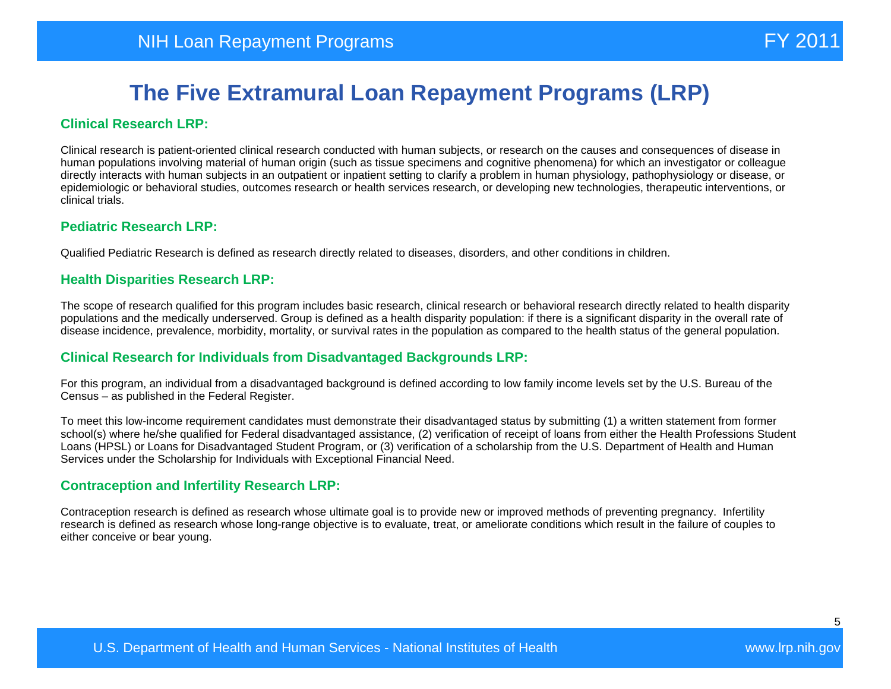# The Five Extramural Loan Repayment Programs (LRP)

### Clinical Research LRP:

Clinical research is patient-oriented clinical research conducted with human subjects, or research on the causes and consequences of disease in human populations involving material of human origin (such as tissue specimens and cognitive phenomena) for which an investigator or colleague directly interacts with human subjects in an outpatient or inpatient setting to clarify a problem in human physiology, pathophysiology or disease, or epidemiologic or behavioral studies, outcomes research or health services research, or developing new technologies, therapeutic interventions, or clinical trials.

### Pediatric Research LRP:

Qualified Pediatric Research is defined as research directly related to diseases, disorders, and other conditions in children.

### Health Disparities Research LRP:

The scope of research qualified for this program includes basic research, clinical research or behavioral research directly related to health disparity populations and the medically underserved. Group is defined as a health disparity population: if there is a significant disparity in the overall rate of disease incidence, prevalence, morbidity, mortality, or survival rates in the population as compared to the health status of the general population.

### Clinical Research for Individuals from Disadvantaged Backgrounds LRP:

For this program, an individual from a disadvantaged background is defined according to low family income levels set by the U.S. Bureau of the Census – as published in the Federal Register.

To meet this low-income requirement candidates must demonstrate their disadvantaged status by submitting (1) a written statement from former school(s) where he/she qualified for Federal disadvantaged assistance, (2) verification of receipt of loans from either the Health Professions Student Loans (HPSL) or Loans for Disadvantaged Student Program, or (3) verification of a scholarship from the U.S. Department of Health and Human Services under the Scholarship for Individuals with Exceptional Financial Need.

### Contraception and Infertility Research LRP:

Contraception research is defined as research whose ultimate goal is to provide new or improved methods of preventing pregnancy. Infertility research is defined as research whose long-range objective is to evaluate, treat, or ameliorate conditions which result in the failure of couples to either conceive or bear young.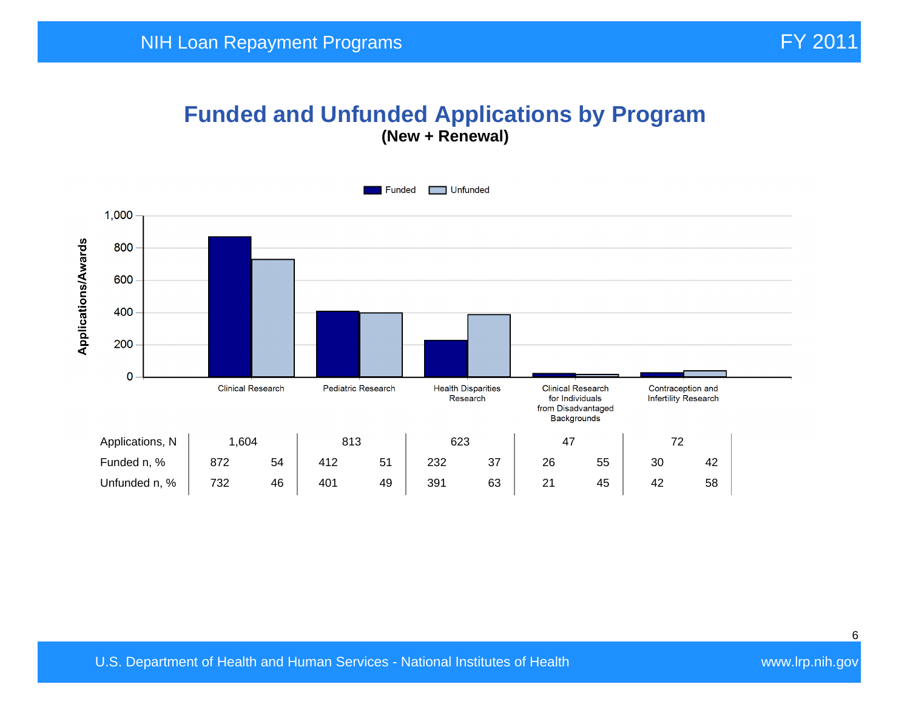# Funded and Unfunded Applications by Program

**(New + Renewal)**

| | Clinical Research | | Pediatric Research | | Health Disparities Research | | Clinical Research for Individuals from Disadvantaged Backgrounds | | Contraception and Infertility Research | |
|---|---|---|---|---|---|---|---|---|---|---|
| Applications, N | 1,604 | | 813 | | 623 | | 47 | | 72 | |
| Funded n, % | 872 | 54 | 412 | 51 | 232 | 37 | 26 | 55 | 30 | 42 |
| Unfunded n, % | 732 | 46 | 401 | 49 | 391 | 63 | 21 | 45 | 42 | 58 |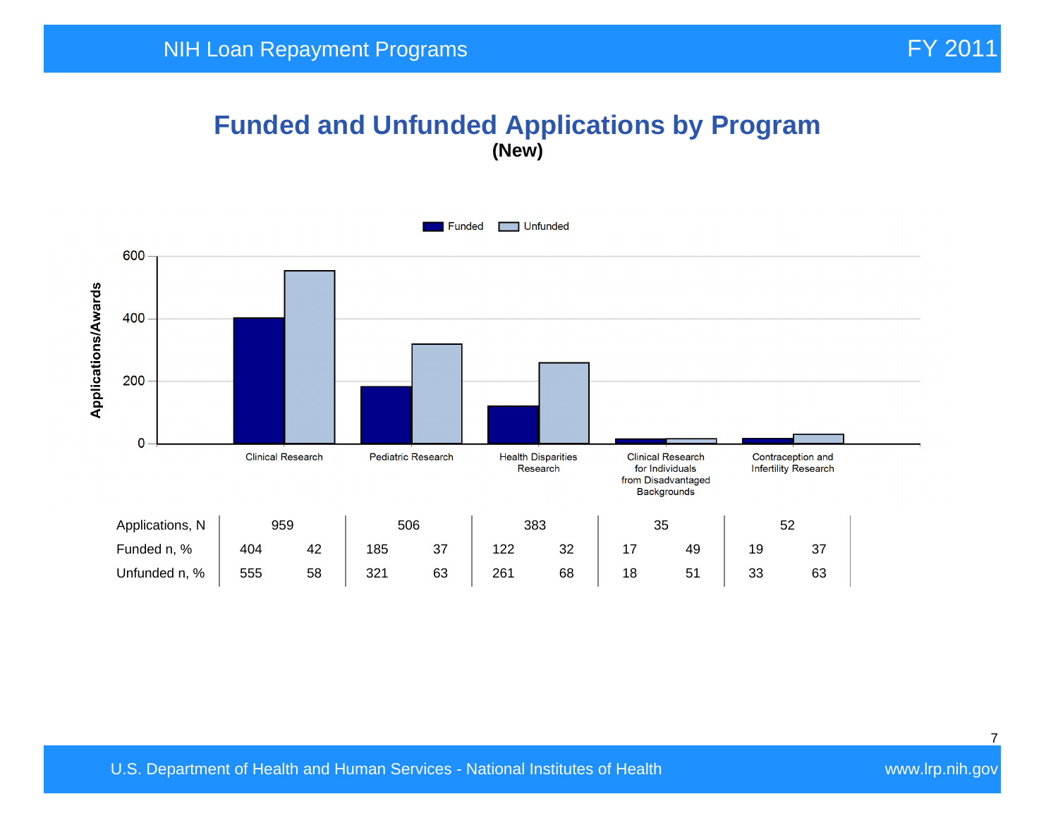## Funded and Unfunded Applications by Program

**(New)**

Funded / Unfunded

| | Clinical Research | | Pediatric Research | | Health Disparities Research | | Clinical Research for Individuals from Disadvantaged Backgrounds | | Contraception and Infertility Research | |
|---|---|---|---|---|---|---|---|---|---|---|
| Applications, N | 959 | | 506 | | 383 | | 35 | | 52 | |
| Funded n, % | 404 | 42 | 185 | 37 | 122 | 32 | 17 | 49 | 19 | 37 |
| Unfunded n, % | 555 | 58 | 321 | 63 | 261 | 68 | 18 | 51 | 33 | 63 |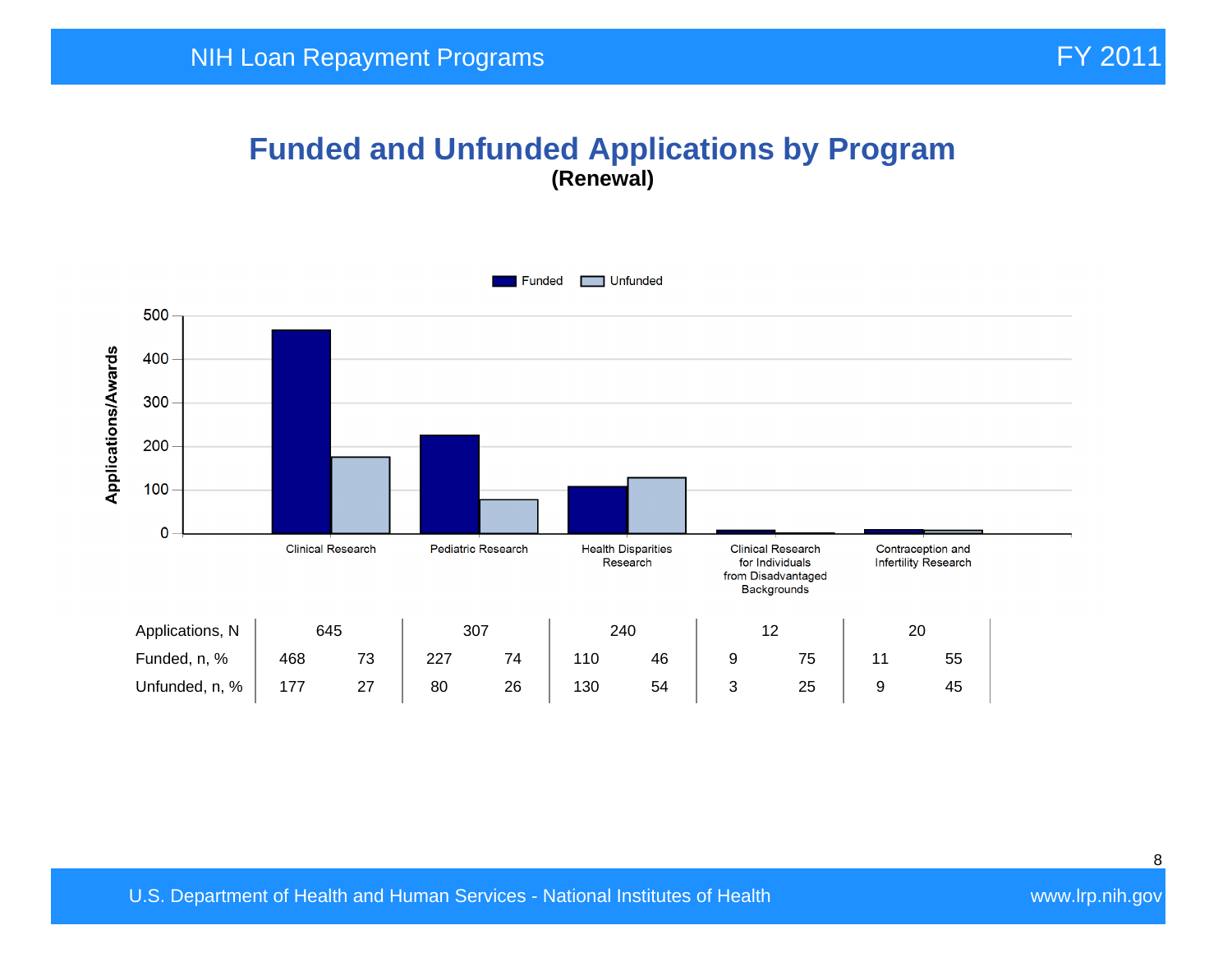# Funded and Unfunded Applications by Program

**(Renewal)**

| | Clinical Research | | Pediatric Research | | Health Disparities Research | | Clinical Research for Individuals from Disadvantaged Backgrounds | | Contraception and Infertility Research | |
|---|---|---|---|---|---|---|---|---|---|---|
| Applications, N | 645 | | 307 | | 240 | | 12 | | 20 | |
| Funded, n, % | 468 | 73 | 227 | 74 | 110 | 46 | 9 | 75 | 11 | 55 |
| Unfunded, n, % | 177 | 27 | 80 | 26 | 130 | 54 | 3 | 25 | 9 | 45 |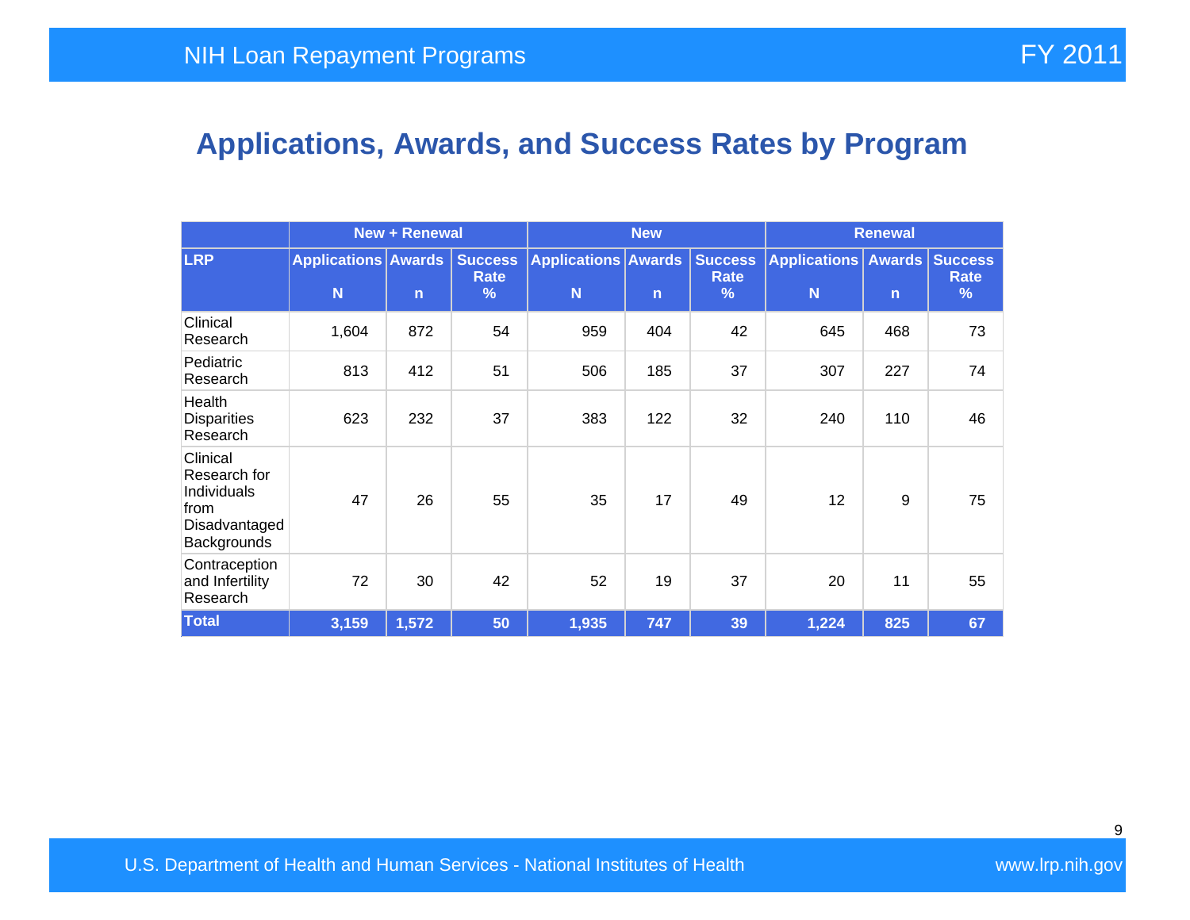## Applications, Awards, and Success Rates by Program

| | New + Renewal | | | New | | | Renewal | | |
|---|---|---|---|---|---|---|---|---|---|
| LRP | Applications N | Awards n | Success Rate % | Applications N | Awards n | Success Rate % | Applications N | Awards n | Success Rate % |
| Clinical Research | 1,604 | 872 | 54 | 959 | 404 | 42 | 645 | 468 | 73 |
| Pediatric Research | 813 | 412 | 51 | 506 | 185 | 37 | 307 | 227 | 74 |
| Health Disparities Research | 623 | 232 | 37 | 383 | 122 | 32 | 240 | 110 | 46 |
| Clinical Research for Individuals from Disadvantaged Backgrounds | 47 | 26 | 55 | 35 | 17 | 49 | 12 | 9 | 75 |
| Contraception and Infertility Research | 72 | 30 | 42 | 52 | 19 | 37 | 20 | 11 | 55 |
| **Total** | **3,159** | **1,572** | **50** | **1,935** | **747** | **39** | **1,224** | **825** | **67** |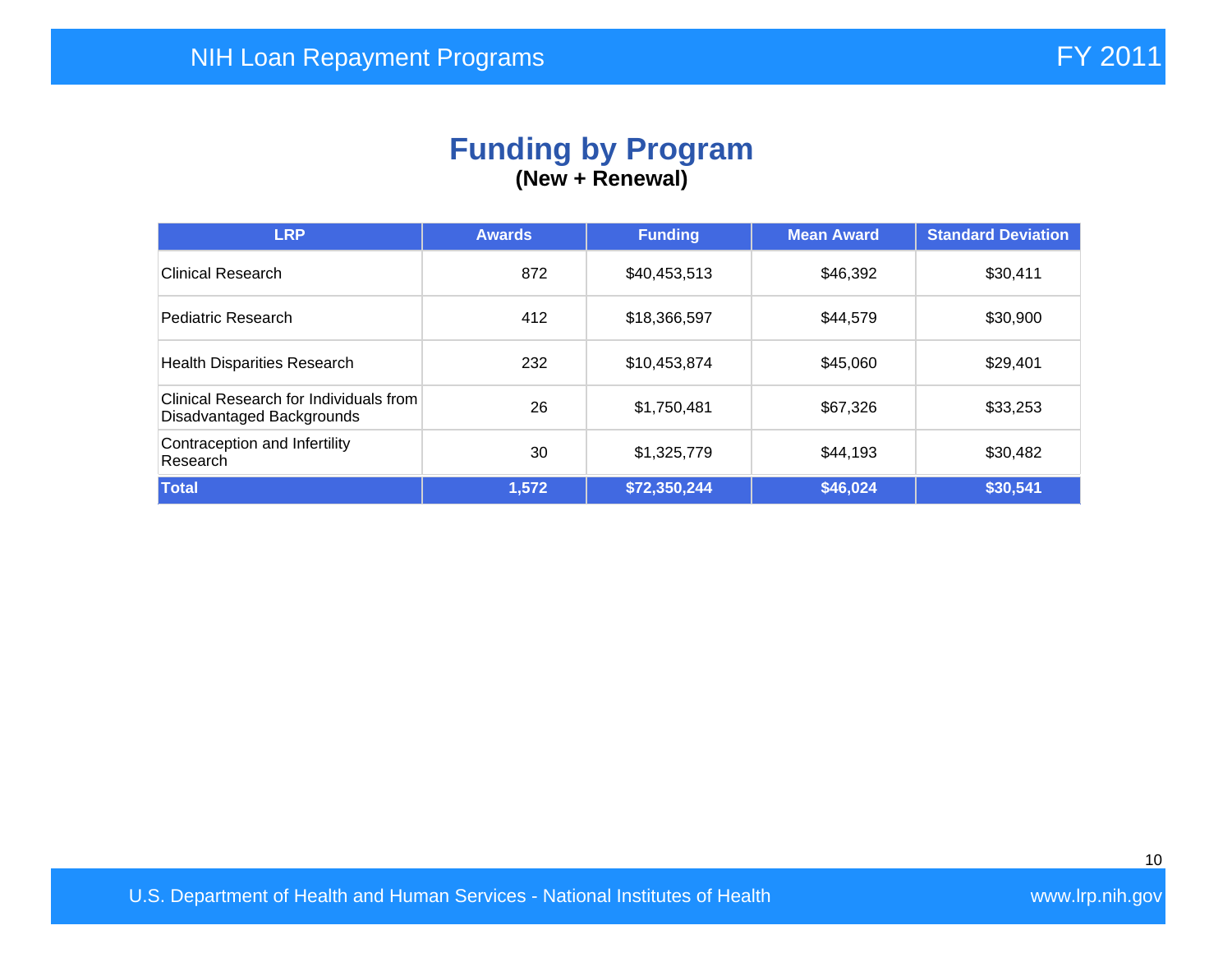# Funding by Program

**(New + Renewal)**

| LRP | Awards | Funding | Mean Award | Standard Deviation |
|---|---|---|---|---|
| Clinical Research | 872 | $40,453,513 | $46,392 | $30,411 |
| Pediatric Research | 412 | $18,366,597 | $44,579 | $30,900 |
| Health Disparities Research | 232 | $10,453,874 | $45,060 | $29,401 |
| Clinical Research for Individuals from Disadvantaged Backgrounds | 26 | $1,750,481 | $67,326 | $33,253 |
| Contraception and Infertility Research | 30 | $1,325,779 | $44,193 | $30,482 |
| **Total** | **1,572** | **$72,350,244** | **$46,024** | **$30,541** |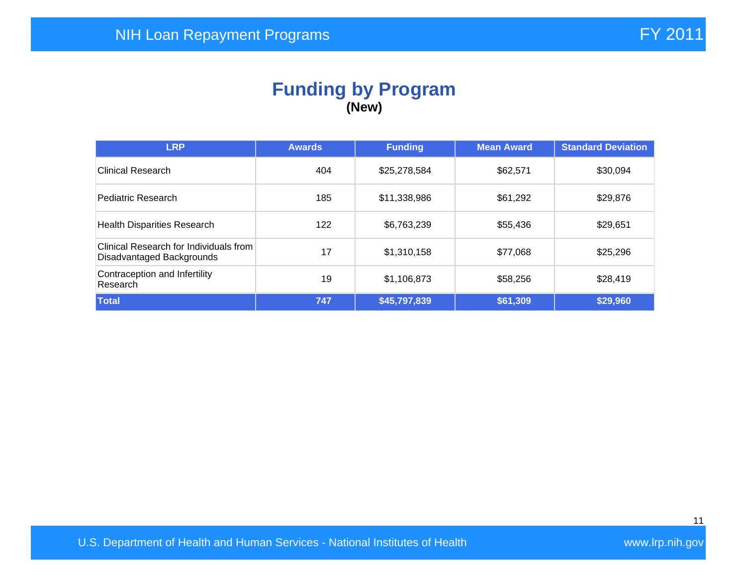# Funding by Program

**(New)**

| LRP | Awards | Funding | Mean Award | Standard Deviation |
|---|---|---|---|---|
| Clinical Research | 404 | $25,278,584 | $62,571 | $30,094 |
| Pediatric Research | 185 | $11,338,986 | $61,292 | $29,876 |
| Health Disparities Research | 122 | $6,763,239 | $55,436 | $29,651 |
| Clinical Research for Individuals from Disadvantaged Backgrounds | 17 | $1,310,158 | $77,068 | $25,296 |
| Contraception and Infertility Research | 19 | $1,106,873 | $58,256 | $28,419 |
| **Total** | **747** | **$45,797,839** | **$61,309** | **$29,960** |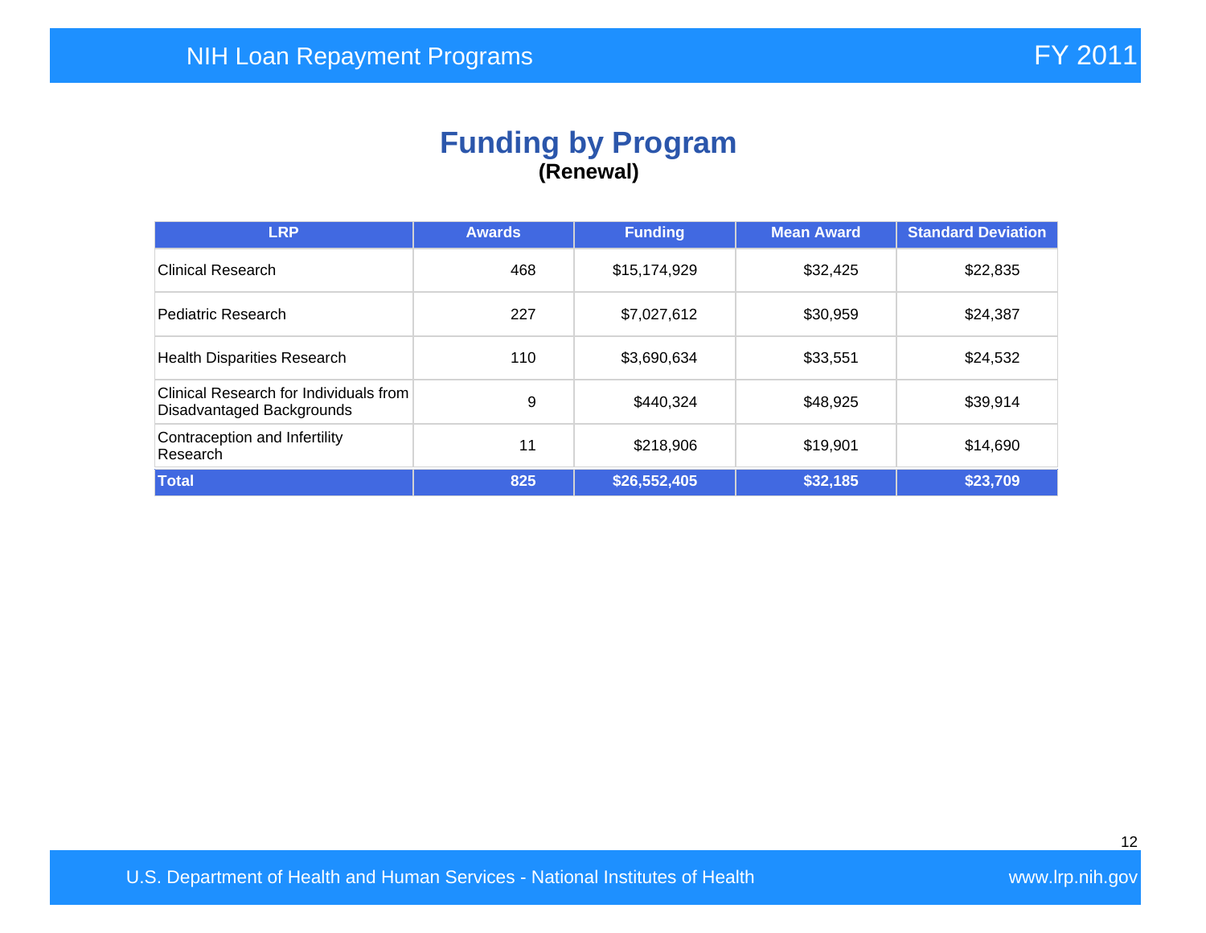# Funding by Program

**(Renewal)**

| LRP | Awards | Funding | Mean Award | Standard Deviation |
|---|---|---|---|---|
| Clinical Research | 468 | $15,174,929 | $32,425 | $22,835 |
| Pediatric Research | 227 | $7,027,612 | $30,959 | $24,387 |
| Health Disparities Research | 110 | $3,690,634 | $33,551 | $24,532 |
| Clinical Research for Individuals from Disadvantaged Backgrounds | 9 | $440,324 | $48,925 | $39,914 |
| Contraception and Infertility Research | 11 | $218,906 | $19,901 | $14,690 |
| **Total** | **825** | **$26,552,405** | **$32,185** | **$23,709** |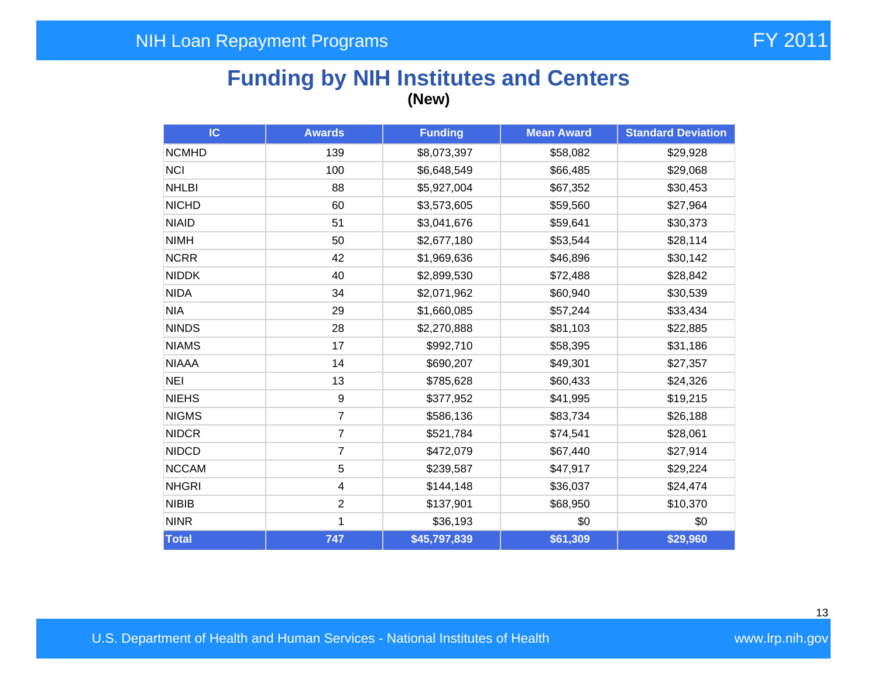# Funding by NIH Institutes and Centers

**(New)**

| IC | Awards | Funding | Mean Award | Standard Deviation |
|---|---|---|---|---|
| NCMHD | 139 | $8,073,397 | $58,082 | $29,928 |
| NCI | 100 | $6,648,549 | $66,485 | $29,068 |
| NHLBI | 88 | $5,927,004 | $67,352 | $30,453 |
| NICHD | 60 | $3,573,605 | $59,560 | $27,964 |
| NIAID | 51 | $3,041,676 | $59,641 | $30,373 |
| NIMH | 50 | $2,677,180 | $53,544 | $28,114 |
| NCRR | 42 | $1,969,636 | $46,896 | $30,142 |
| NIDDK | 40 | $2,899,530 | $72,488 | $28,842 |
| NIDA | 34 | $2,071,962 | $60,940 | $30,539 |
| NIA | 29 | $1,660,085 | $57,244 | $33,434 |
| NINDS | 28 | $2,270,888 | $81,103 | $22,885 |
| NIAMS | 17 | $992,710 | $58,395 | $31,186 |
| NIAAA | 14 | $690,207 | $49,301 | $27,357 |
| NEI | 13 | $785,628 | $60,433 | $24,326 |
| NIEHS | 9 | $377,952 | $41,995 | $19,215 |
| NIGMS | 7 | $586,136 | $83,734 | $26,188 |
| NIDCR | 7 | $521,784 | $74,541 | $28,061 |
| NIDCD | 7 | $472,079 | $67,440 | $27,914 |
| NCCAM | 5 | $239,587 | $47,917 | $29,224 |
| NHGRI | 4 | $144,148 | $36,037 | $24,474 |
| NIBIB | 2 | $137,901 | $68,950 | $10,370 |
| NINR | 1 | $36,193 | $0 | $0 |
| **Total** | **747** | **$45,797,839** | **$61,309** | **$29,960** |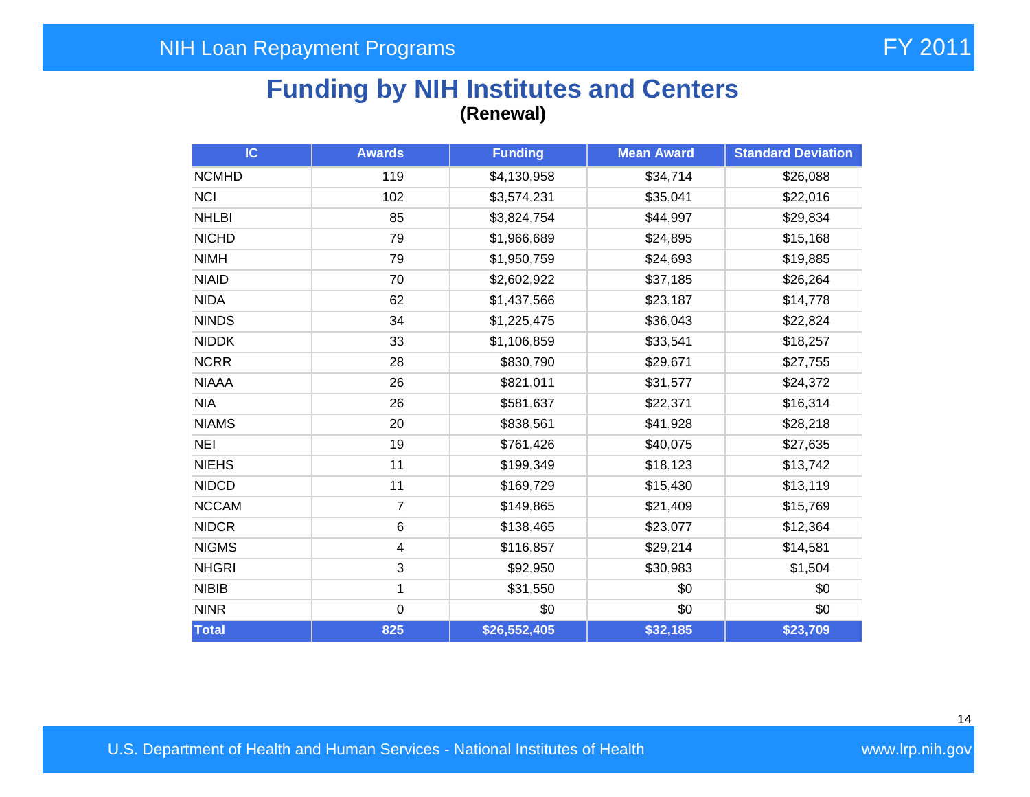# Funding by NIH Institutes and Centers

**(Renewal)**

| IC | Awards | Funding | Mean Award | Standard Deviation |
|---|---|---|---|---|
| NCMHD | 119 | $4,130,958 | $34,714 | $26,088 |
| NCI | 102 | $3,574,231 | $35,041 | $22,016 |
| NHLBI | 85 | $3,824,754 | $44,997 | $29,834 |
| NICHD | 79 | $1,966,689 | $24,895 | $15,168 |
| NIMH | 79 | $1,950,759 | $24,693 | $19,885 |
| NIAID | 70 | $2,602,922 | $37,185 | $26,264 |
| NIDA | 62 | $1,437,566 | $23,187 | $14,778 |
| NINDS | 34 | $1,225,475 | $36,043 | $22,824 |
| NIDDK | 33 | $1,106,859 | $33,541 | $18,257 |
| NCRR | 28 | $830,790 | $29,671 | $27,755 |
| NIAAA | 26 | $821,011 | $31,577 | $24,372 |
| NIA | 26 | $581,637 | $22,371 | $16,314 |
| NIAMS | 20 | $838,561 | $41,928 | $28,218 |
| NEI | 19 | $761,426 | $40,075 | $27,635 |
| NIEHS | 11 | $199,349 | $18,123 | $13,742 |
| NIDCD | 11 | $169,729 | $15,430 | $13,119 |
| NCCAM | 7 | $149,865 | $21,409 | $15,769 |
| NIDCR | 6 | $138,465 | $23,077 | $12,364 |
| NIGMS | 4 | $116,857 | $29,214 | $14,581 |
| NHGRI | 3 | $92,950 | $30,983 | $1,504 |
| NIBIB | 1 | $31,550 | $0 | $0 |
| NINR | 0 | $0 | $0 | $0 |
| **Total** | **825** | **$26,552,405** | **$32,185** | **$23,709** |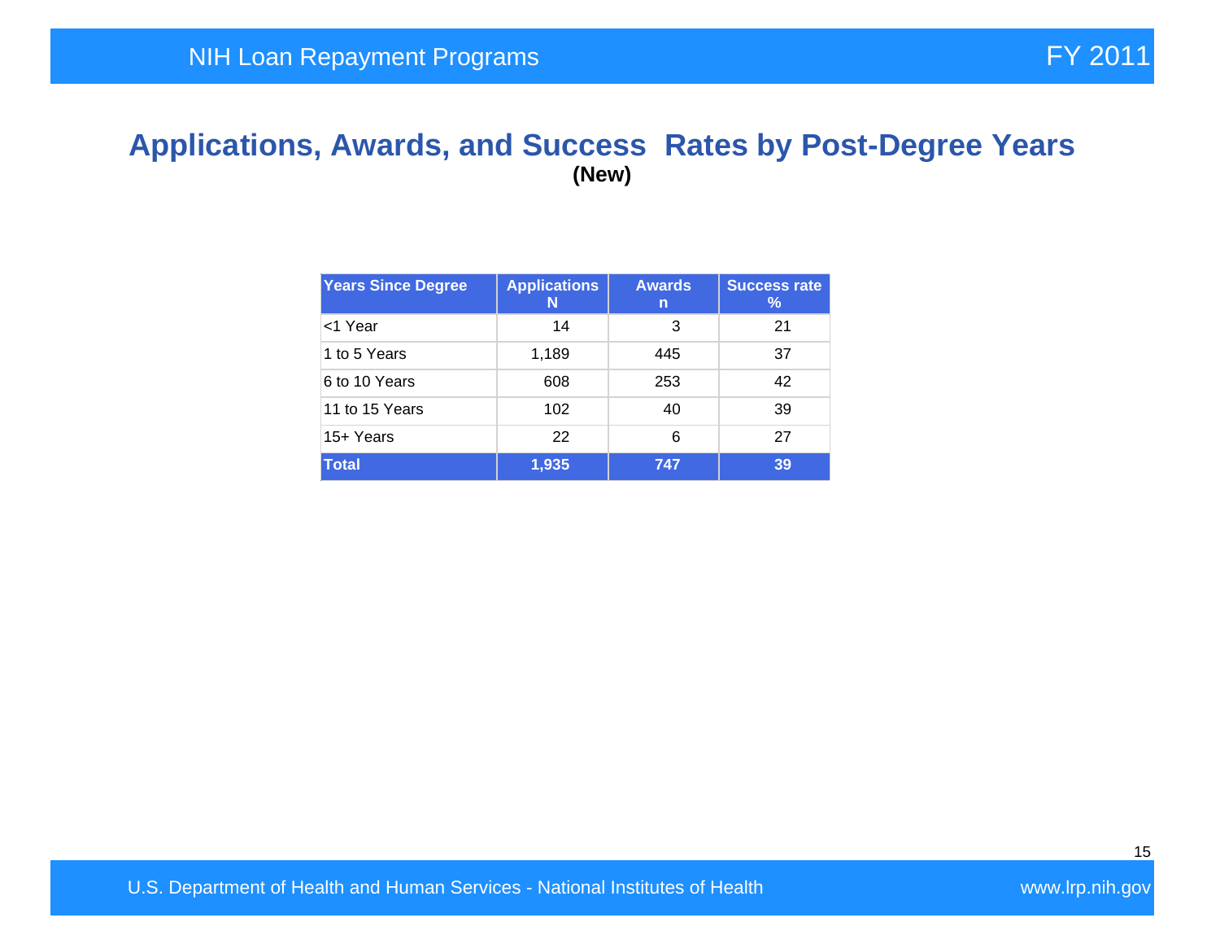# Applications, Awards, and Success Rates by Post-Degree Years

**(New)**

| Years Since Degree | Applications N | Awards n | Success rate % |
|---|---|---|---|
| <1 Year | 14 | 3 | 21 |
| 1 to 5 Years | 1,189 | 445 | 37 |
| 6 to 10 Years | 608 | 253 | 42 |
| 11 to 15 Years | 102 | 40 | 39 |
| 15+ Years | 22 | 6 | 27 |
| **Total** | **1,935** | **747** | **39** |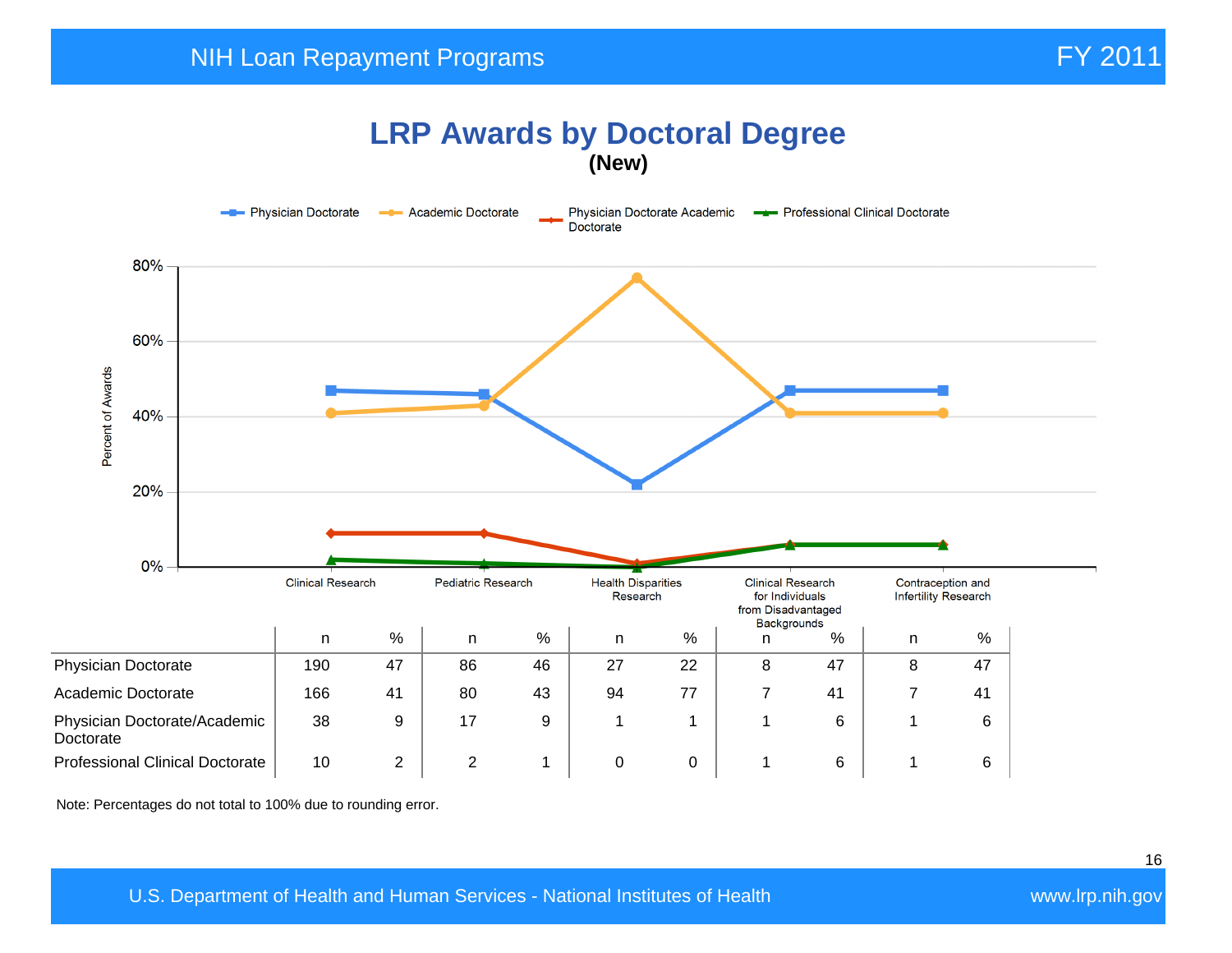# LRP Awards by Doctoral Degree

**(New)**

| | Clinical Research | | Pediatric Research | | Health Disparities Research | | Clinical Research for Individuals from Disadvantaged Backgrounds | | Contraception and Infertility Research | |
|---|---|---|---|---|---|---|---|---|---|---|
| | n | % | n | % | n | % | n | % | n | % |
| Physician Doctorate | 190 | 47 | 86 | 46 | 27 | 22 | 8 | 47 | 8 | 47 |
| Academic Doctorate | 166 | 41 | 80 | 43 | 94 | 77 | 7 | 41 | 7 | 41 |
| Physician Doctorate/Academic Doctorate | 38 | 9 | 17 | 9 | 1 | 1 | 1 | 6 | 1 | 6 |
| Professional Clinical Doctorate | 10 | 2 | 2 | 1 | 0 | 0 | 1 | 6 | 1 | 6 |

Note: Percentages do not total to 100% due to rounding error.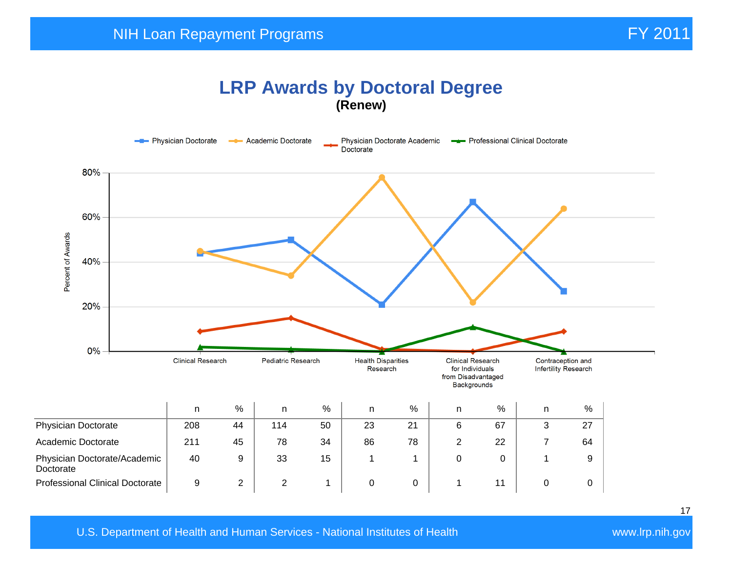# LRP Awards by Doctoral Degree

**(Renew)**

| | Clinical Research | | Pediatric Research | | Health Disparities Research | | Clinical Research for Individuals from Disadvantaged Backgrounds | | Contraception and Infertility Research | |
|---|---|---|---|---|---|---|---|---|---|---|
| | n | % | n | % | n | % | n | % | n | % |
| Physician Doctorate | 208 | 44 | 114 | 50 | 23 | 21 | 6 | 67 | 3 | 27 |
| Academic Doctorate | 211 | 45 | 78 | 34 | 86 | 78 | 2 | 22 | 7 | 64 |
| Physician Doctorate/Academic Doctorate | 40 | 9 | 33 | 15 | 1 | 1 | 0 | 0 | 1 | 9 |
| Professional Clinical Doctorate | 9 | 2 | 2 | 1 | 0 | 0 | 1 | 11 | 0 | 0 |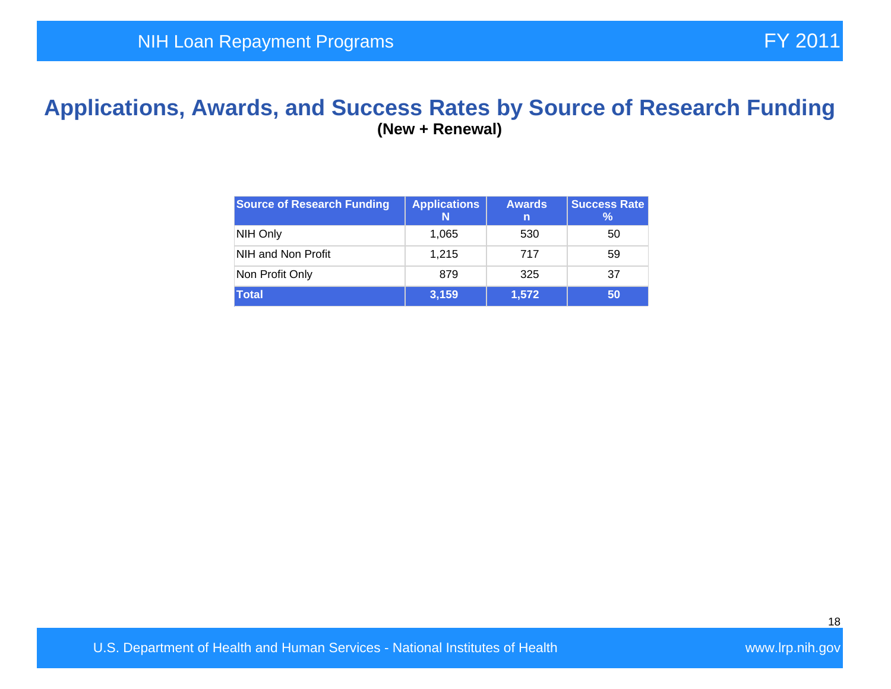# Applications, Awards, and Success Rates by Source of Research Funding

**(New + Renewal)**

| Source of Research Funding | Applications N | Awards n | Success Rate % |
|---|---|---|---|
| NIH Only | 1,065 | 530 | 50 |
| NIH and Non Profit | 1,215 | 717 | 59 |
| Non Profit Only | 879 | 325 | 37 |
| **Total** | **3,159** | **1,572** | **50** |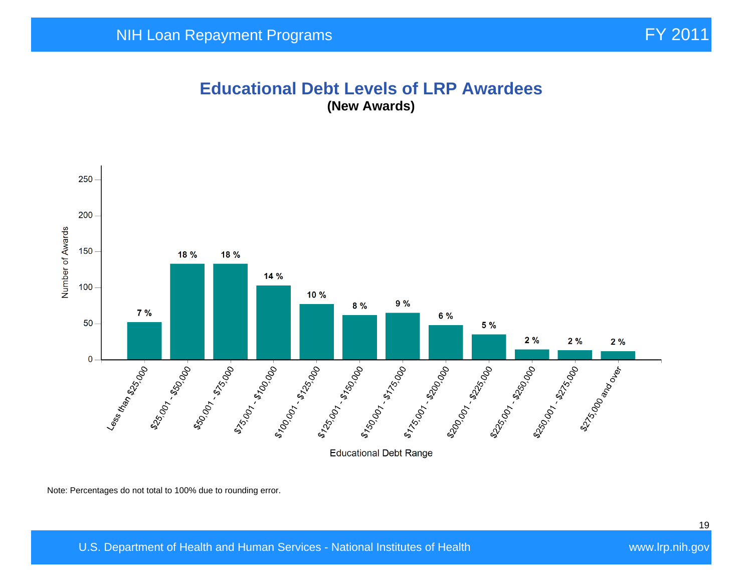# Educational Debt Levels of LRP Awardees

**(New Awards)**

| Educational Debt Range | Percentage |
|---|---|
| Less than $25,000 | 7 % |
| $25,001 - $50,000 | 18 % |
| $50,001 - $75,000 | 18 % |
| $75,001 - $100,000 | 14 % |
| $100,001 - $125,000 | 10 % |
| $125,001 - $150,000 | 8 % |
| $150,001 - $175,000 | 9 % |
| $175,001 - $200,000 | 6 % |
| $200,001 - $225,000 | 5 % |
| $225,001 - $250,000 | 2 % |
| $250,001 - $275,000 | 2 % |
| $275,000 and over | 2 % |

Note: Percentages do not total to 100% due to rounding error.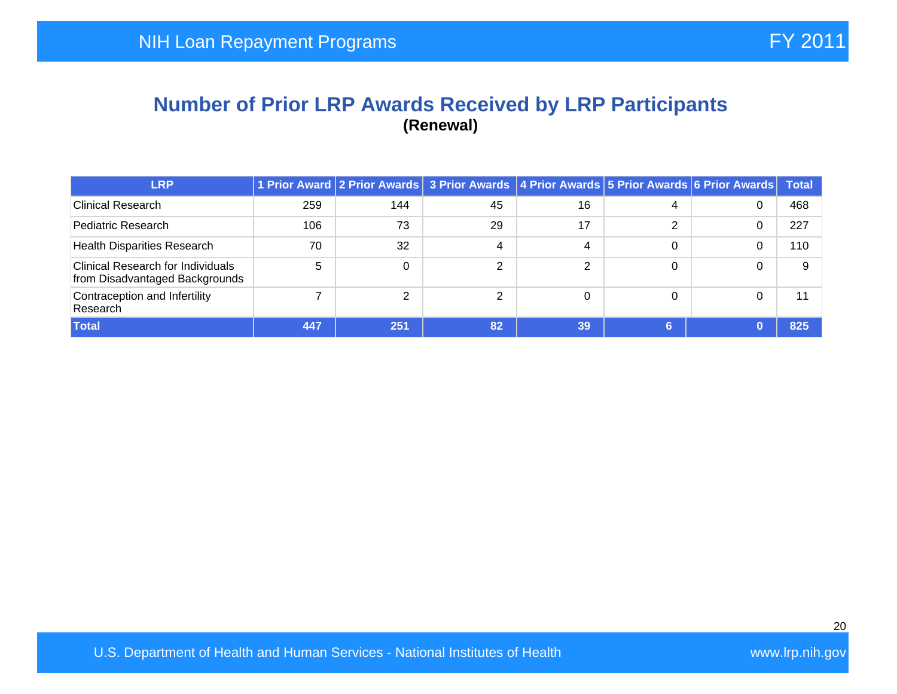## Number of Prior LRP Awards Received by LRP Participants

**(Renewal)**

| LRP | 1 Prior Award | 2 Prior Awards | 3 Prior Awards | 4 Prior Awards | 5 Prior Awards | 6 Prior Awards | Total |
|---|---|---|---|---|---|---|---|
| Clinical Research | 259 | 144 | 45 | 16 | 4 | 0 | 468 |
| Pediatric Research | 106 | 73 | 29 | 17 | 2 | 0 | 227 |
| Health Disparities Research | 70 | 32 | 4 | 4 | 0 | 0 | 110 |
| Clinical Research for Individuals from Disadvantaged Backgrounds | 5 | 0 | 2 | 2 | 0 | 0 | 9 |
| Contraception and Infertility Research | 7 | 2 | 2 | 0 | 0 | 0 | 11 |
| **Total** | **447** | **251** | **82** | **39** | **6** | **0** | **825** |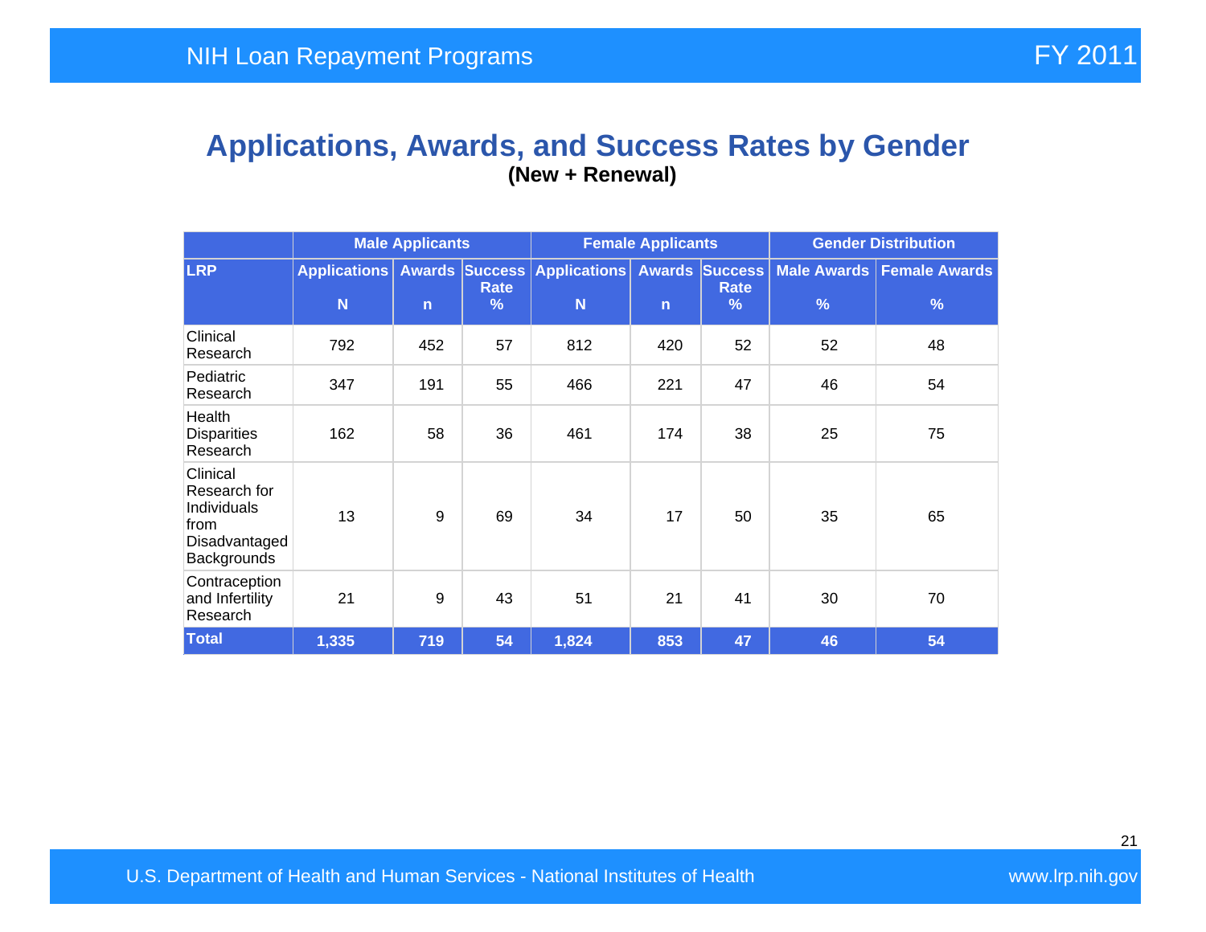## Applications, Awards, and Success Rates by Gender

**(New + Renewal)**

| | Male Applicants | | | Female Applicants | | | Gender Distribution | |
|---|---|---|---|---|---|---|---|---|
| LRP | Applications N | Awards n | Success Rate % | Applications N | Awards n | Success Rate % | Male Awards % | Female Awards % |
| Clinical Research | 792 | 452 | 57 | 812 | 420 | 52 | 52 | 48 |
| Pediatric Research | 347 | 191 | 55 | 466 | 221 | 47 | 46 | 54 |
| Health Disparities Research | 162 | 58 | 36 | 461 | 174 | 38 | 25 | 75 |
| Clinical Research for Individuals from Disadvantaged Backgrounds | 13 | 9 | 69 | 34 | 17 | 50 | 35 | 65 |
| Contraception and Infertility Research | 21 | 9 | 43 | 51 | 21 | 41 | 30 | 70 |
| **Total** | **1,335** | **719** | **54** | **1,824** | **853** | **47** | **46** | **54** |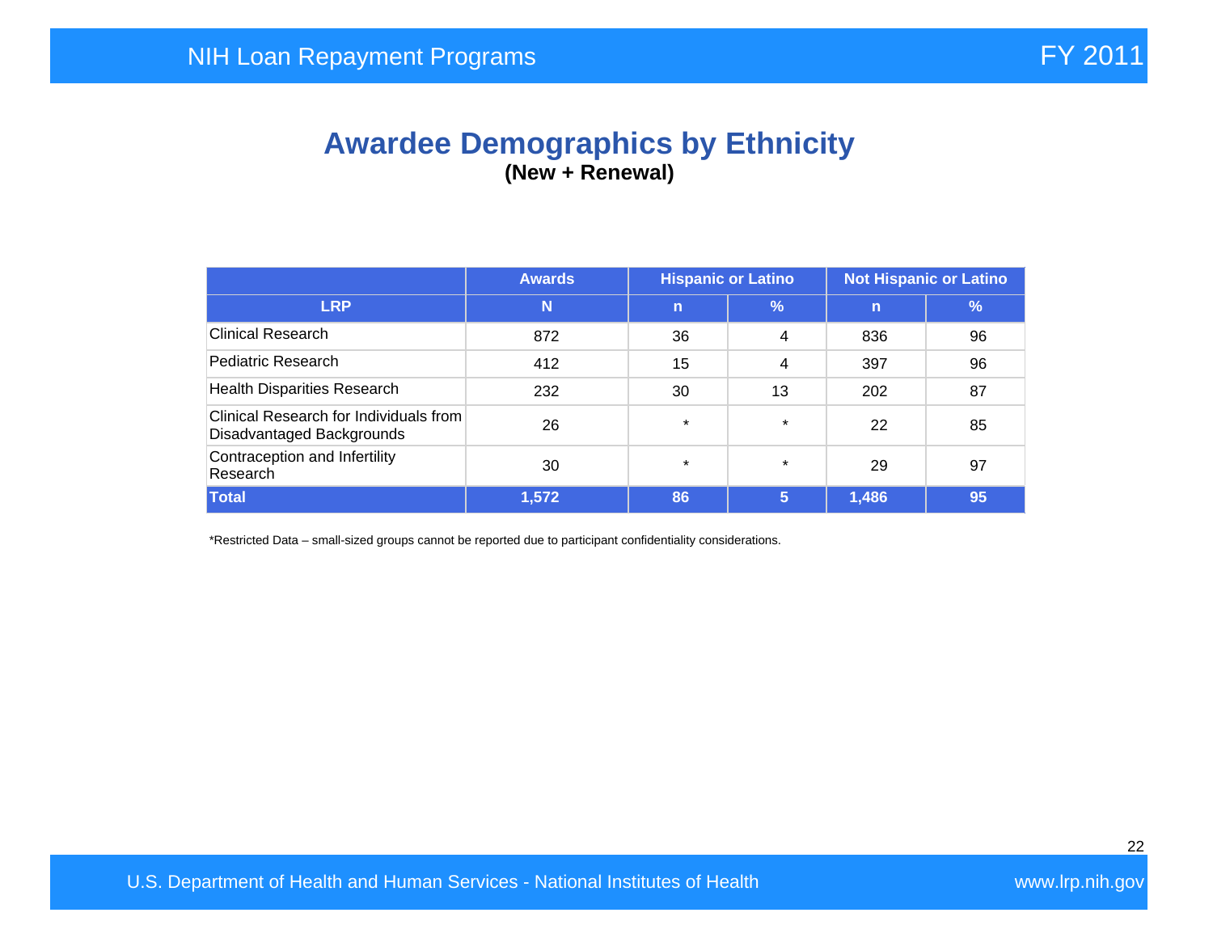# Awardee Demographics by Ethnicity

**(New + Renewal)**

| | Awards | Hispanic or Latino | | Not Hispanic or Latino | |
|---|---|---|---|---|---|
| **LRP** | **N** | **n** | **%** | **n** | **%** |
| Clinical Research | 872 | 36 | 4 | 836 | 96 |
| Pediatric Research | 412 | 15 | 4 | 397 | 96 |
| Health Disparities Research | 232 | 30 | 13 | 202 | 87 |
| Clinical Research for Individuals from Disadvantaged Backgrounds | 26 | * | * | 22 | 85 |
| Contraception and Infertility Research | 30 | * | * | 29 | 97 |
| **Total** | **1,572** | **86** | **5** | **1,486** | **95** |

*Restricted Data – small-sized groups cannot be reported due to participant confidentiality considerations.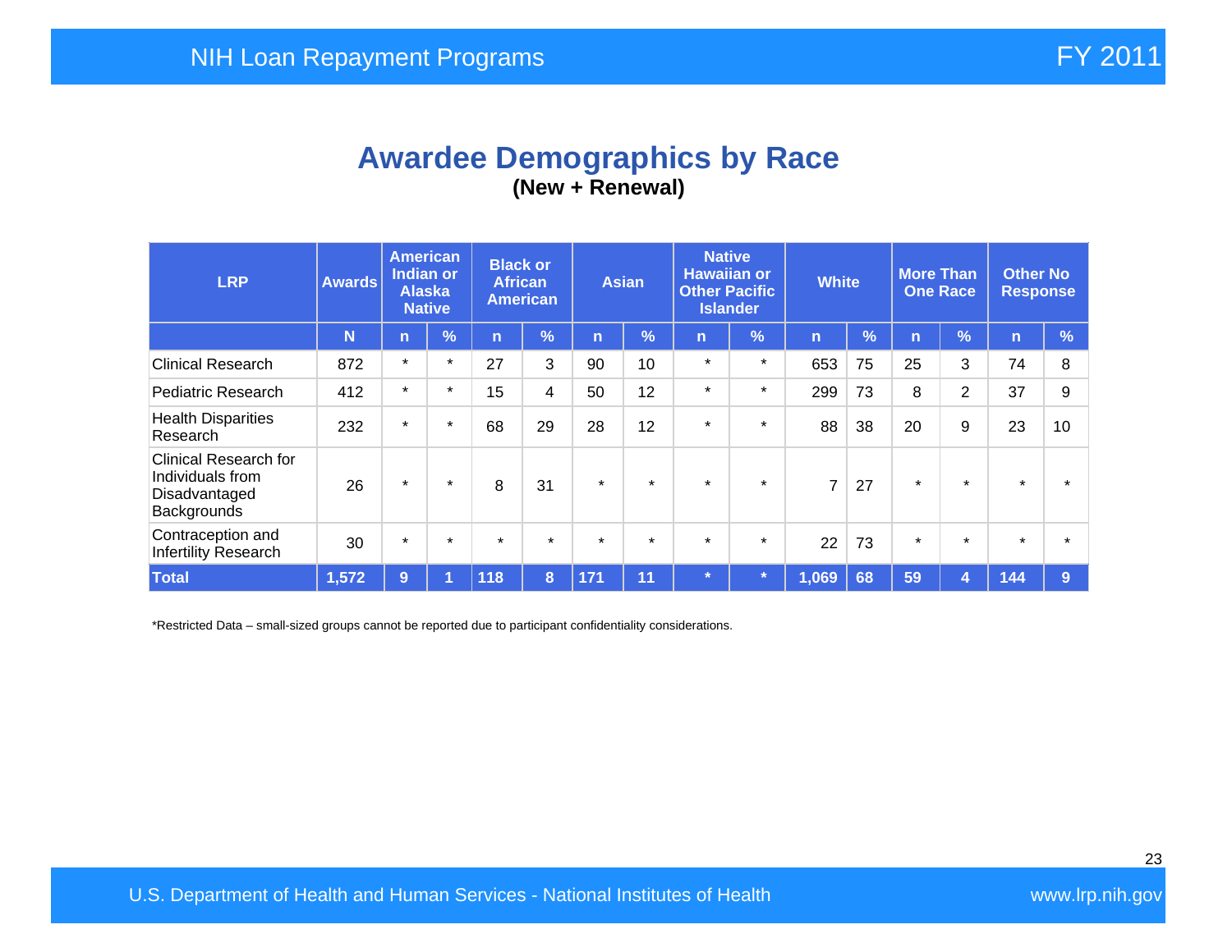# Awardee Demographics by Race

**(New + Renewal)**

| LRP | Awards | American Indian or Alaska Native | | Black or African American | | Asian | | Native Hawaiian or Other Pacific Islander | | White | | More Than One Race | | Other No Response | |
|---|---|---|---|---|---|---|---|---|---|---|---|---|---|---|---|
| | N | n | % | n | % | n | % | n | % | n | % | n | % | n | % |
| Clinical Research | 872 | * | * | 27 | 3 | 90 | 10 | * | * | 653 | 75 | 25 | 3 | 74 | 8 |
| Pediatric Research | 412 | * | * | 15 | 4 | 50 | 12 | * | * | 299 | 73 | 8 | 2 | 37 | 9 |
| Health Disparities Research | 232 | * | * | 68 | 29 | 28 | 12 | * | * | 88 | 38 | 20 | 9 | 23 | 10 |
| Clinical Research for Individuals from Disadvantaged Backgrounds | 26 | * | * | 8 | 31 | * | * | * | * | 7 | 27 | * | * | * | * |
| Contraception and Infertility Research | 30 | * | * | * | * | * | * | * | * | 22 | 73 | * | * | * | * |
| **Total** | **1,572** | **9** | **1** | **118** | **8** | **171** | **11** | ***** | ***** | **1,069** | **68** | **59** | **4** | **144** | **9** |

*Restricted Data – small-sized groups cannot be reported due to participant confidentiality considerations.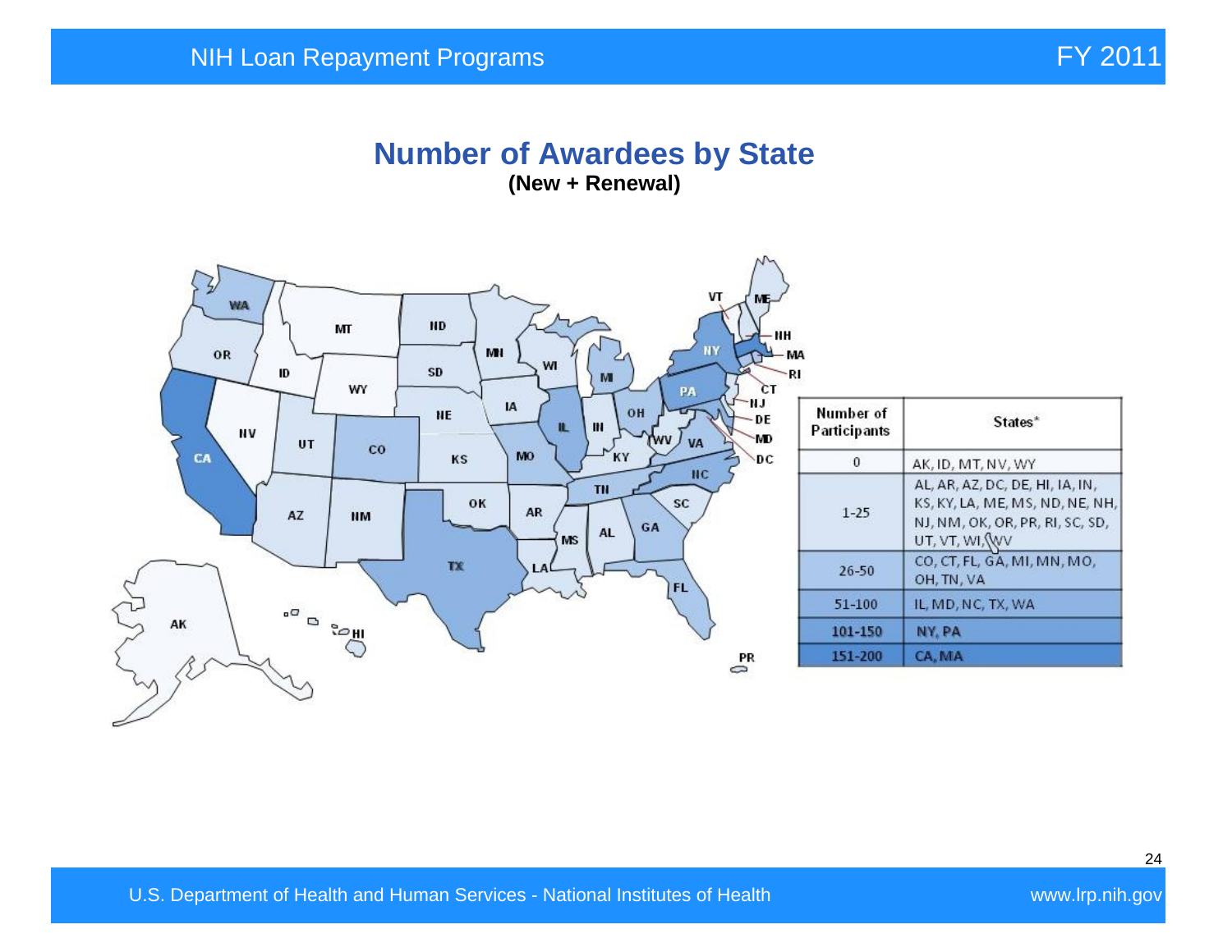## Number of Awardees by State

**(New + Renewal)**

| Number of Participants | States* |
|---|---|
| 0 | AK, ID, MT, NV, WY |
| 1-25 | AL, AR, AZ, DC, DE, HI, IA, IN, KS, KY, LA, ME, MS, ND, NE, NH, NJ, NM, OK, OR, PR, RI, SC, SD, UT, VT, WI, WV |
| 26-50 | CO, CT, FL, GA, MI, MN, MO, OH, TN, VA |
| 51-100 | IL, MD, NC, TX, WA |
| 101-150 | NY, PA |
| 151-200 | CA, MA |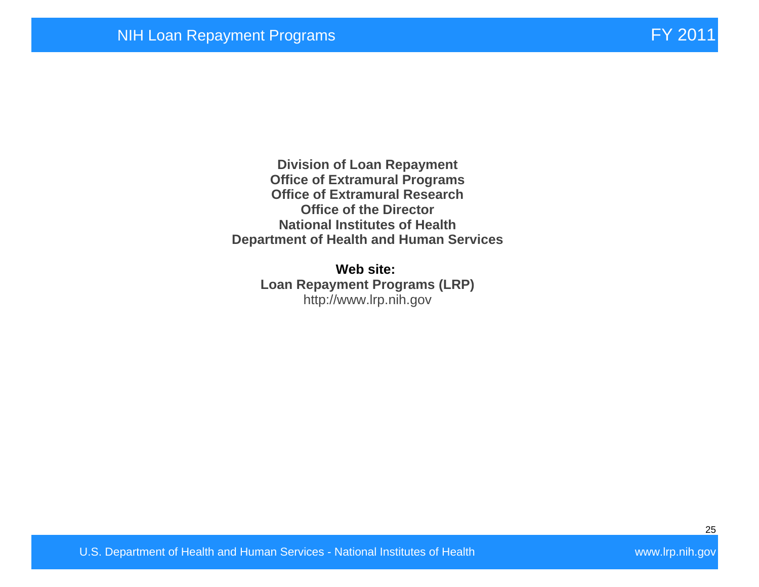**Division of Loan Repayment**
**Office of Extramural Programs**
**Office of Extramural Research**
**Office of the Director**
**National Institutes of Health**
**Department of Health and Human Services**

**Web site:**
**Loan Repayment Programs (LRP)**
http://www.lrp.nih.gov